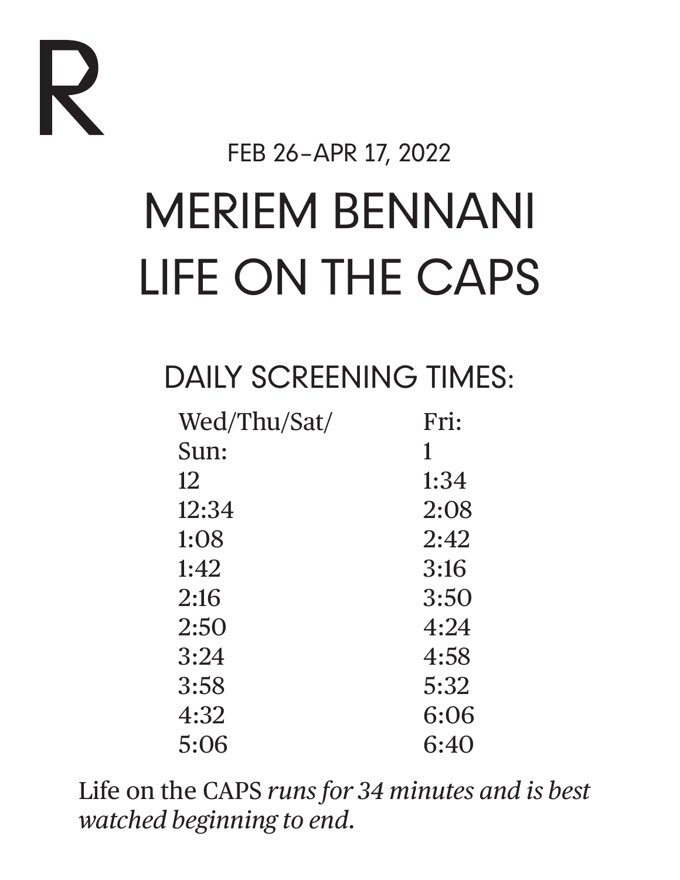R

FEB 26–APR 17, 2022

# MERIEM BENNANI
# LIFE ON THE CAPS

## DAILY SCREENING TIMES:

| Wed/Thu/Sat/Sun: | Fri: |
| --- | --- |
| 12 | 1 |
| 12:34 | 1:34 |
| 1:08 | 2:08 |
| 1:42 | 2:42 |
| 2:16 | 3:16 |
| 2:50 | 3:50 |
| 3:24 | 4:24 |
| 3:58 | 4:58 |
| 4:32 | 5:32 |
| 5:06 | 6:06 |
| | 6:40 |

Life on the CAPS *runs for 34 minutes and is best watched beginning to end.*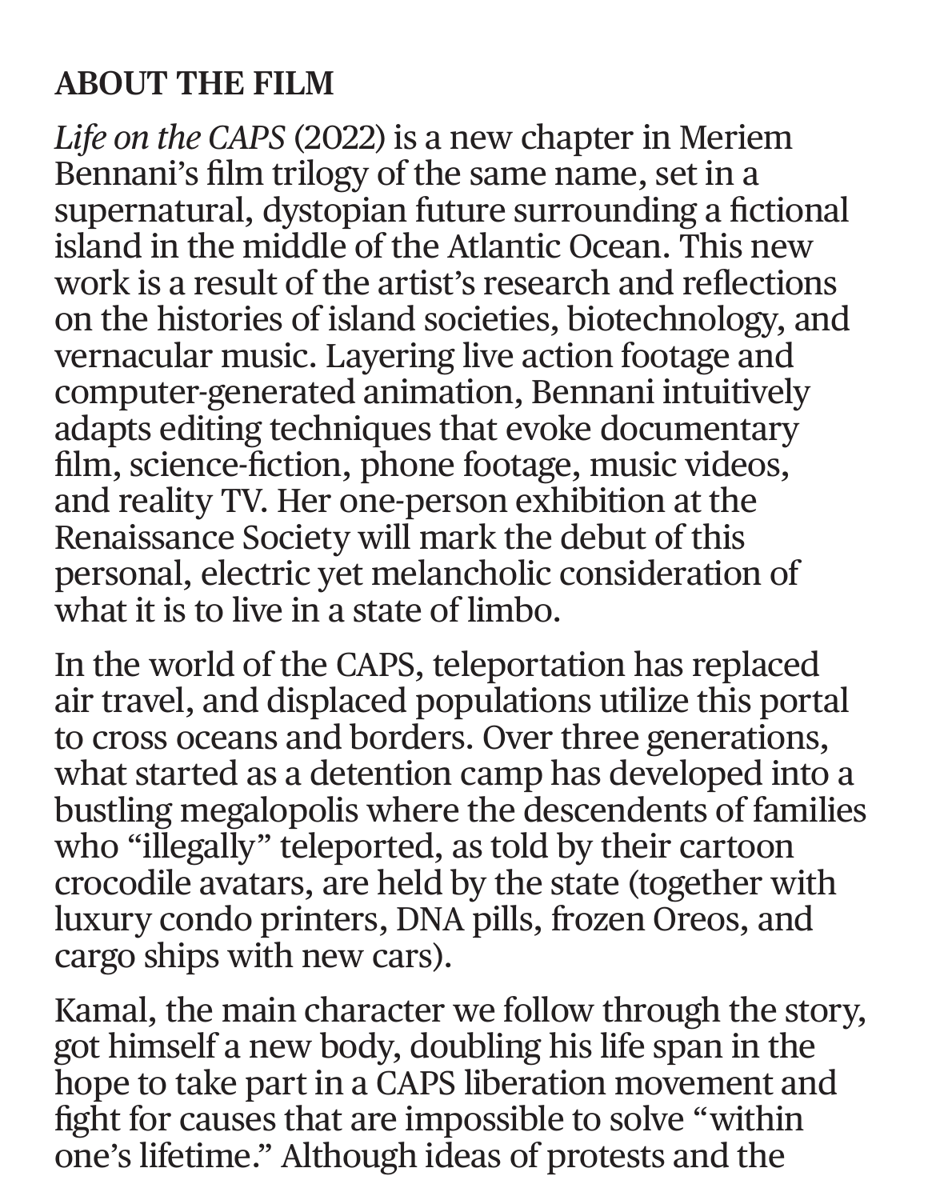## ABOUT THE FILM

*Life on the CAPS* (2022) is a new chapter in Meriem Bennani's film trilogy of the same name, set in a supernatural, dystopian future surrounding a fictional island in the middle of the Atlantic Ocean. This new work is a result of the artist's research and reflections on the histories of island societies, biotechnology, and vernacular music. Layering live action footage and computer-generated animation, Bennani intuitively adapts editing techniques that evoke documentary film, science-fiction, phone footage, music videos, and reality TV. Her one-person exhibition at the Renaissance Society will mark the debut of this personal, electric yet melancholic consideration of what it is to live in a state of limbo.

In the world of the CAPS, teleportation has replaced air travel, and displaced populations utilize this portal to cross oceans and borders. Over three generations, what started as a detention camp has developed into a bustling megalopolis where the descendents of families who "illegally" teleported, as told by their cartoon crocodile avatars, are held by the state (together with luxury condo printers, DNA pills, frozen Oreos, and cargo ships with new cars).

Kamal, the main character we follow through the story, got himself a new body, doubling his life span in the hope to take part in a CAPS liberation movement and fight for causes that are impossible to solve "within one's lifetime." Although ideas of protests and the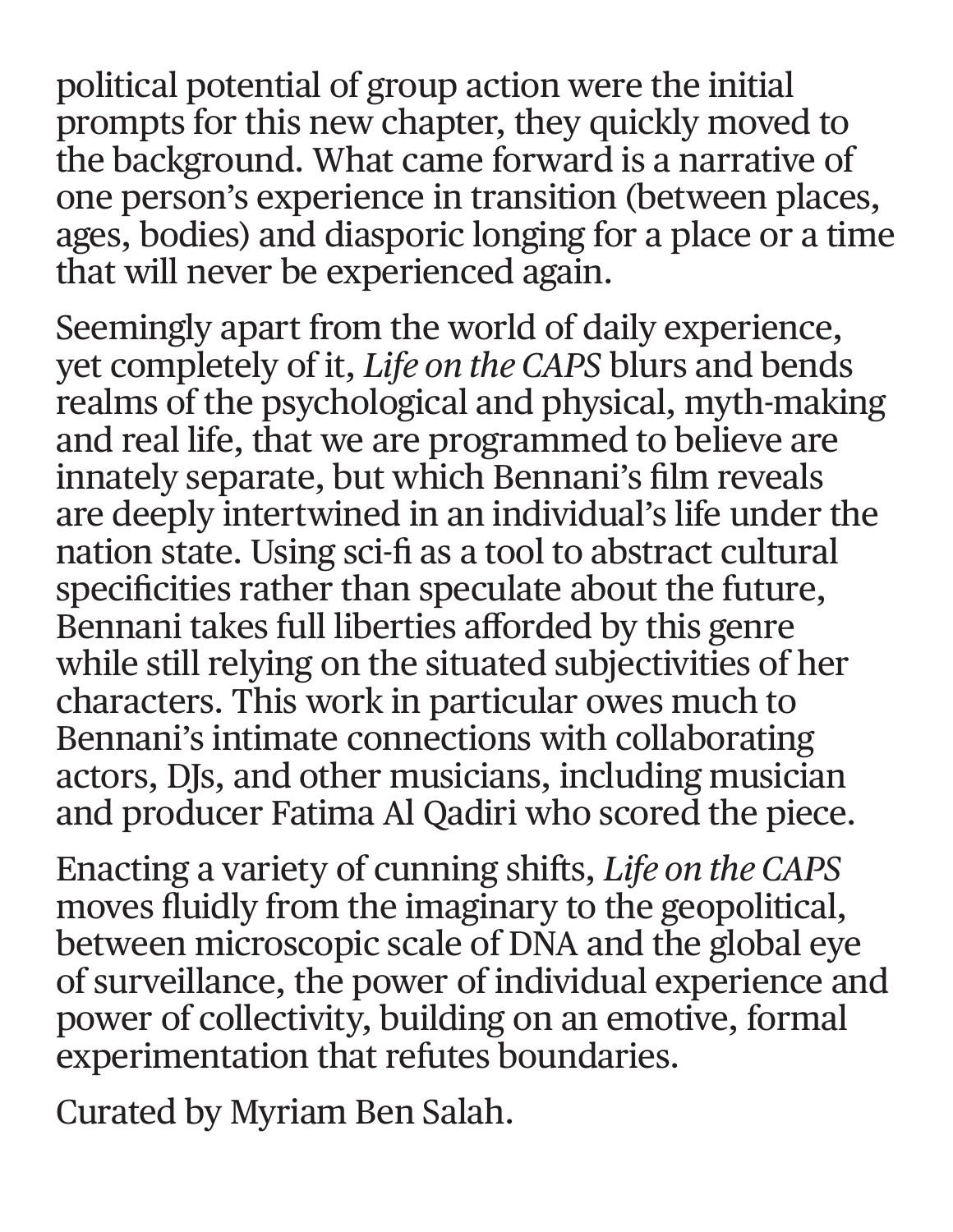political potential of group action were the initial prompts for this new chapter, they quickly moved to the background. What came forward is a narrative of one person's experience in transition (between places, ages, bodies) and diasporic longing for a place or a time that will never be experienced again.

Seemingly apart from the world of daily experience, yet completely of it, *Life on the CAPS* blurs and bends realms of the psychological and physical, myth-making and real life, that we are programmed to believe are innately separate, but which Bennani's film reveals are deeply intertwined in an individual's life under the nation state. Using sci-fi as a tool to abstract cultural specificities rather than speculate about the future, Bennani takes full liberties afforded by this genre while still relying on the situated subjectivities of her characters. This work in particular owes much to Bennani's intimate connections with collaborating actors, DJs, and other musicians, including musician and producer Fatima Al Qadiri who scored the piece.

Enacting a variety of cunning shifts, *Life on the CAPS* moves fluidly from the imaginary to the geopolitical, between microscopic scale of DNA and the global eye of surveillance, the power of individual experience and power of collectivity, building on an emotive, formal experimentation that refutes boundaries.

Curated by Myriam Ben Salah.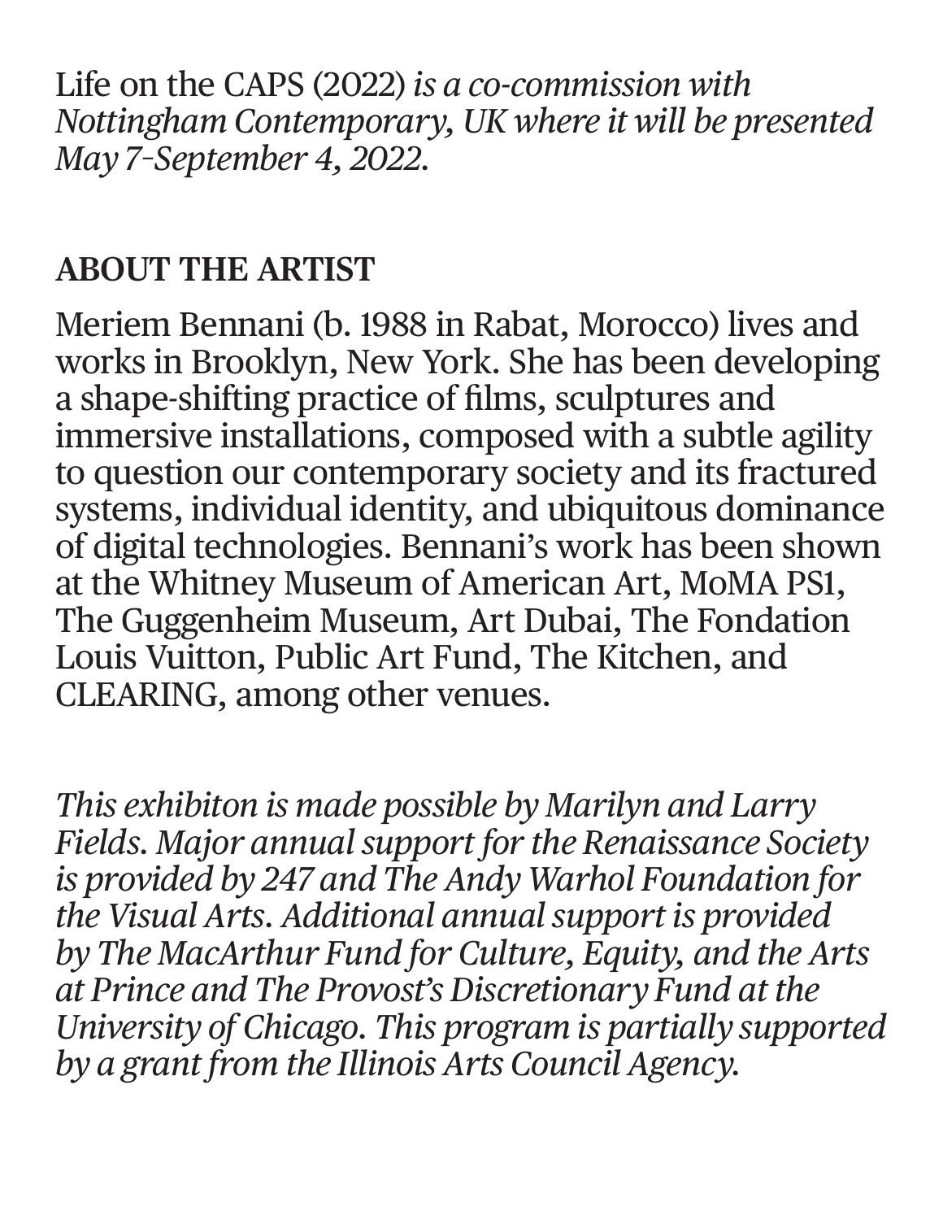Life on the CAPS (2022) *is a co-commission with Nottingham Contemporary, UK where it will be presented May 7–September 4, 2022.*

## ABOUT THE ARTIST

Meriem Bennani (b. 1988 in Rabat, Morocco) lives and works in Brooklyn, New York. She has been developing a shape-shifting practice of films, sculptures and immersive installations, composed with a subtle agility to question our contemporary society and its fractured systems, individual identity, and ubiquitous dominance of digital technologies. Bennani's work has been shown at the Whitney Museum of American Art, MoMA PS1, The Guggenheim Museum, Art Dubai, The Fondation Louis Vuitton, Public Art Fund, The Kitchen, and CLEARING, among other venues.

*This exhibiton is made possible by Marilyn and Larry Fields. Major annual support for the Renaissance Society is provided by 247 and The Andy Warhol Foundation for the Visual Arts. Additional annual support is provided by The MacArthur Fund for Culture, Equity, and the Arts at Prince and The Provost's Discretionary Fund at the University of Chicago. This program is partially supported by a grant from the Illinois Arts Council Agency.*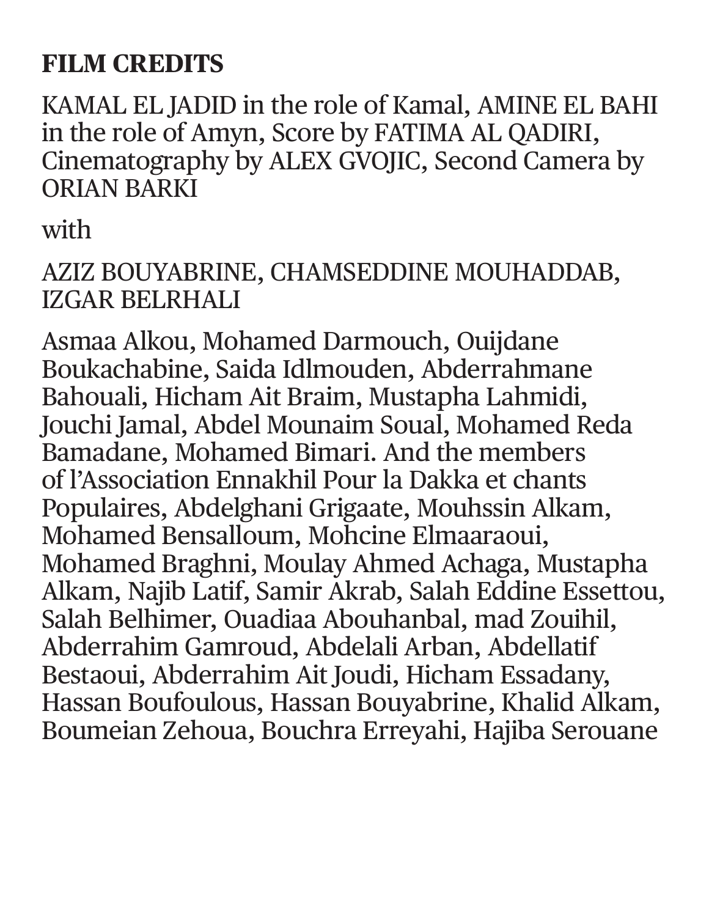## FILM CREDITS

KAMAL EL JADID in the role of Kamal, AMINE EL BAHI in the role of Amyn, Score by FATIMA AL QADIRI, Cinematography by ALEX GVOJIC, Second Camera by ORIAN BARKI

with

AZIZ BOUYABRINE, CHAMSEDDINE MOUHADDAB, IZGAR BELRHALI

Asmaa Alkou, Mohamed Darmouch, Ouijdane Boukachabine, Saida Idlmouden, Abderrahmane Bahouali, Hicham Ait Braim, Mustapha Lahmidi, Jouchi Jamal, Abdel Mounaim Soual, Mohamed Reda Bamadane, Mohamed Bimari. And the members of l'Association Ennakhil Pour la Dakka et chants Populaires, Abdelghani Grigaate, Mouhssin Alkam, Mohamed Bensalloum, Mohcine Elmaaraoui, Mohamed Braghni, Moulay Ahmed Achaga, Mustapha Alkam, Najib Latif, Samir Akrab, Salah Eddine Essettou, Salah Belhimer, Ouadiaa Abouhanbal, mad Zouihil, Abderrahim Gamroud, Abdelali Arban, Abdellatif Bestaoui, Abderrahim Ait Joudi, Hicham Essadany, Hassan Boufoulous, Hassan Bouyabrine, Khalid Alkam, Boumeian Zehoua, Bouchra Erreyahi, Hajiba Serouane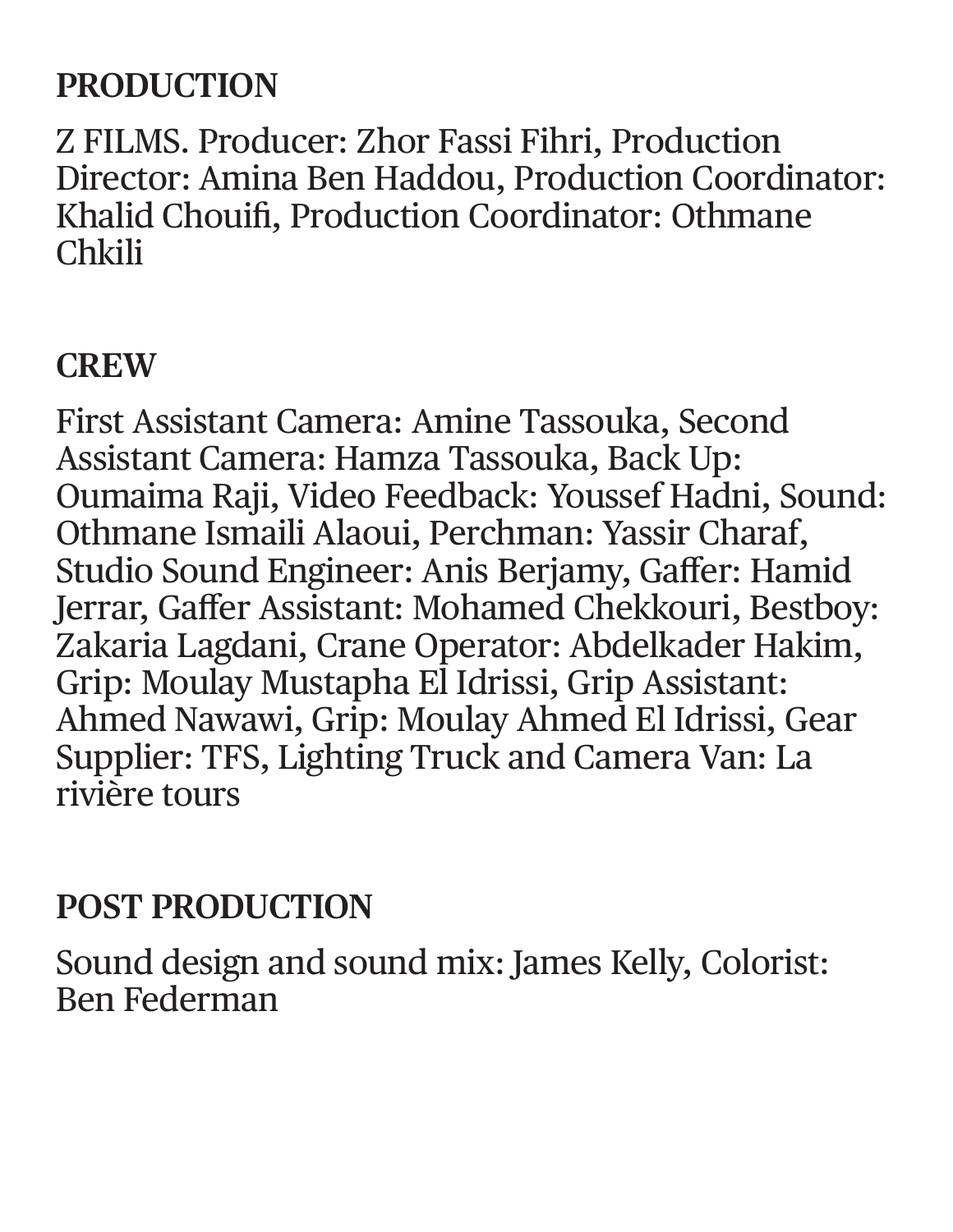## PRODUCTION

Z FILMS. Producer: Zhor Fassi Fihri, Production Director: Amina Ben Haddou, Production Coordinator: Khalid Chouifi, Production Coordinator: Othmane Chkili

## CREW

First Assistant Camera: Amine Tassouka, Second Assistant Camera: Hamza Tassouka, Back Up: Oumaima Raji, Video Feedback: Youssef Hadni, Sound: Othmane Ismaili Alaoui, Perchman: Yassir Charaf, Studio Sound Engineer: Anis Berjamy, Gaffer: Hamid Jerrar, Gaffer Assistant: Mohamed Chekkouri, Bestboy: Zakaria Lagdani, Crane Operator: Abdelkader Hakim, Grip: Moulay Mustapha El Idrissi, Grip Assistant: Ahmed Nawawi, Grip: Moulay Ahmed El Idrissi, Gear Supplier: TFS, Lighting Truck and Camera Van: La rivière tours

## POST PRODUCTION

Sound design and sound mix: James Kelly, Colorist: Ben Federman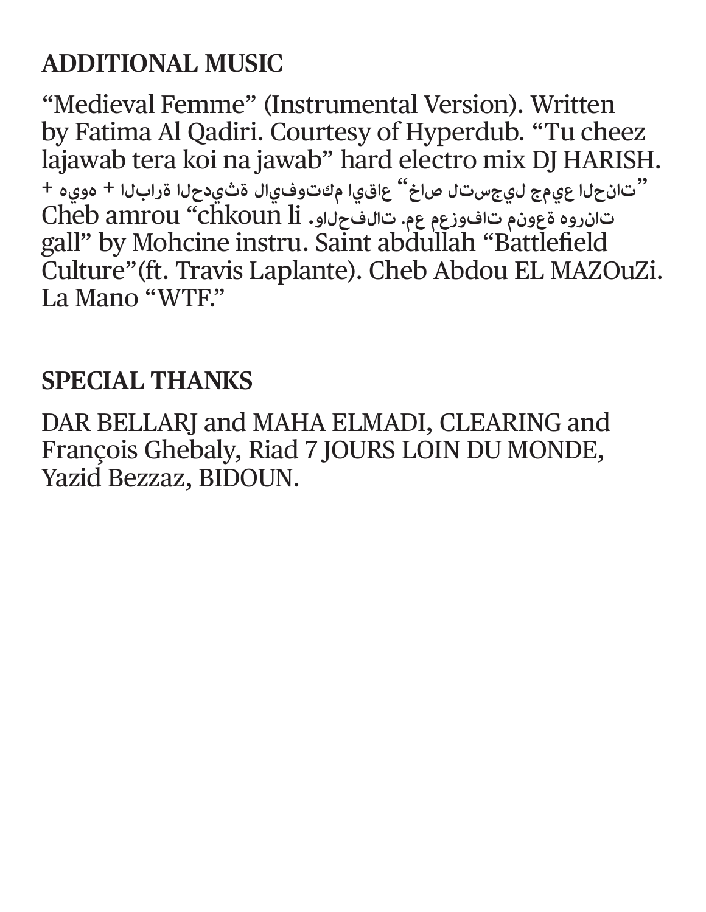## ADDITIONAL MUSIC

“Medieval Femme” (Instrumental Version). Written by Fatima Al Qadiri. Courtesy of Hyperdub. “Tu cheez lajawab tera koi na jawab” hard electro mix DJ HARISH. ”تانحلا عيمج ليجستل صاخ “ عاقيا مكتوفيالا ةثيدحلا ةرابلا + هويه + Cheb amrou “chkoun li .والحفلات. مع مزوفات ةعونم تانروه gall” by Mohcine instru. Saint abdullah “Battlefield Culture”(ft. Travis Laplante). Cheb Abdou EL MAZOuZi. La Mano “WTF.”

## SPECIAL THANKS

DAR BELLARJ and MAHA ELMADI, CLEARING and François Ghebaly, Riad 7 JOURS LOIN DU MONDE, Yazid Bezzaz, BIDOUN.